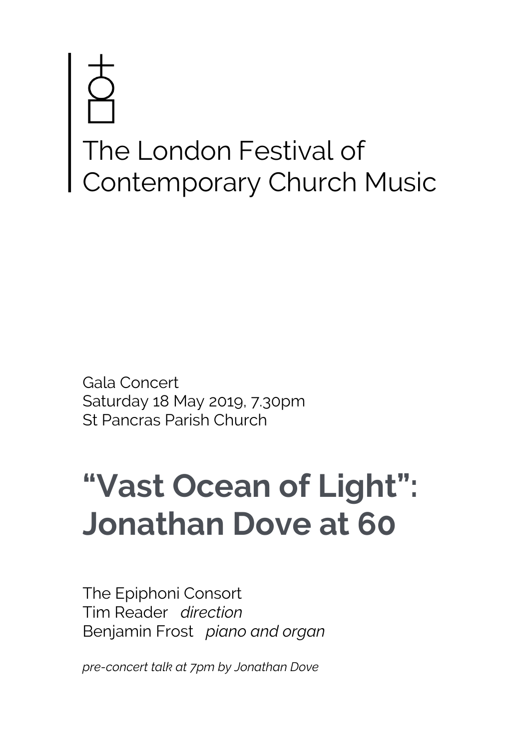# The London Festival of Contemporary Church Music

Gala Concert
Saturday 18 May 2019, 7.30pm
St Pancras Parish Church

## **"Vast Ocean of Light": Jonathan Dove at 60**

The Epiphoni Consort
Tim Reader *direction*
Benjamin Frost *piano and organ*

*pre-concert talk at 7pm by Jonathan Dove*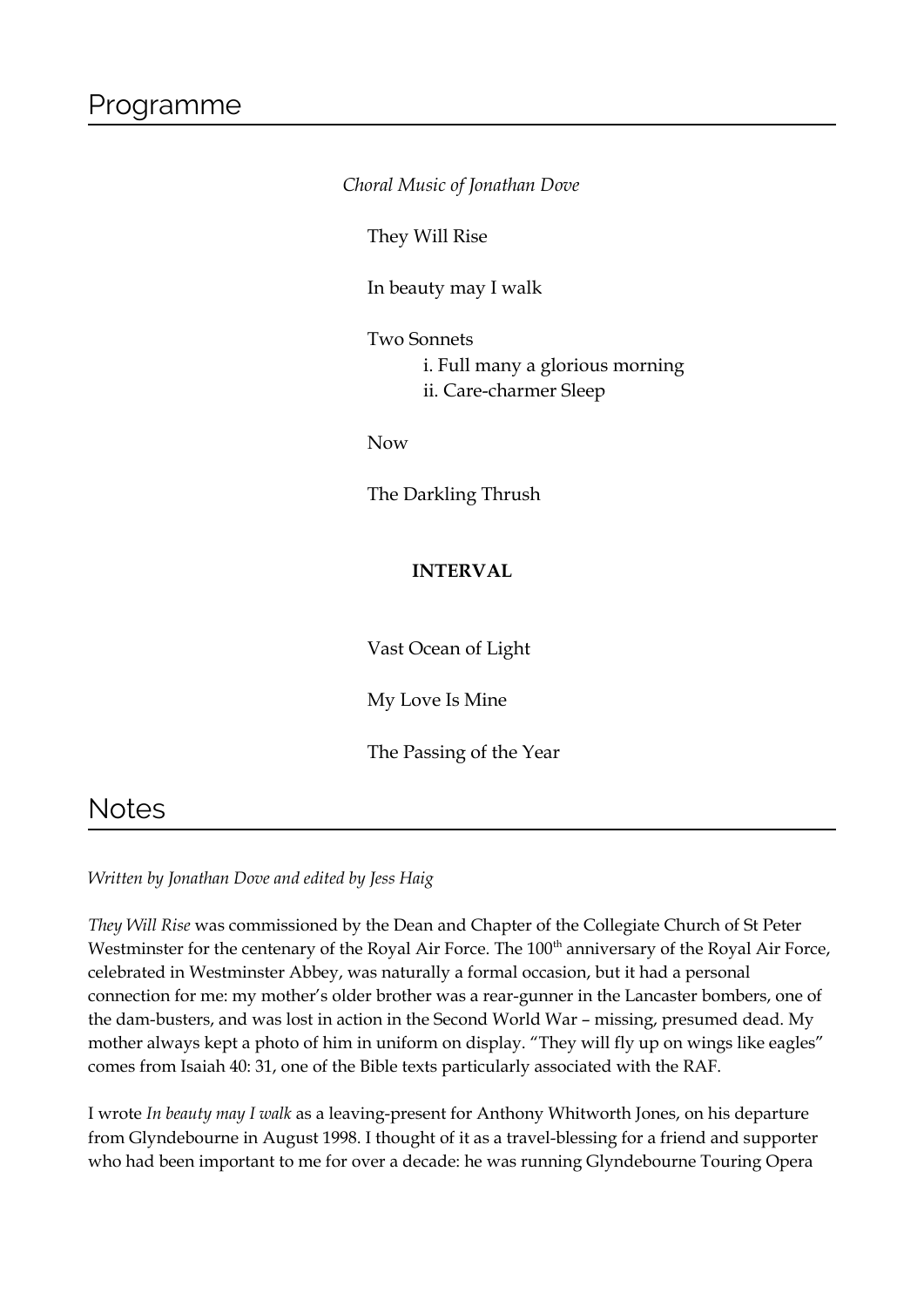# Programme

*Choral Music of Jonathan Dove*

They Will Rise

In beauty may I walk

Two Sonnets
- i. Full many a glorious morning
- ii. Care-charmer Sleep

Now

The Darkling Thrush

**INTERVAL**

Vast Ocean of Light

My Love Is Mine

The Passing of the Year

# Notes

*Written by Jonathan Dove and edited by Jess Haig*

*They Will Rise* was commissioned by the Dean and Chapter of the Collegiate Church of St Peter Westminster for the centenary of the Royal Air Force. The 100th anniversary of the Royal Air Force, celebrated in Westminster Abbey, was naturally a formal occasion, but it had a personal connection for me: my mother's older brother was a rear-gunner in the Lancaster bombers, one of the dam-busters, and was lost in action in the Second World War – missing, presumed dead. My mother always kept a photo of him in uniform on display. "They will fly up on wings like eagles" comes from Isaiah 40: 31, one of the Bible texts particularly associated with the RAF.

I wrote *In beauty may I walk* as a leaving-present for Anthony Whitworth Jones, on his departure from Glyndebourne in August 1998. I thought of it as a travel-blessing for a friend and supporter who had been important to me for over a decade: he was running Glyndebourne Touring Opera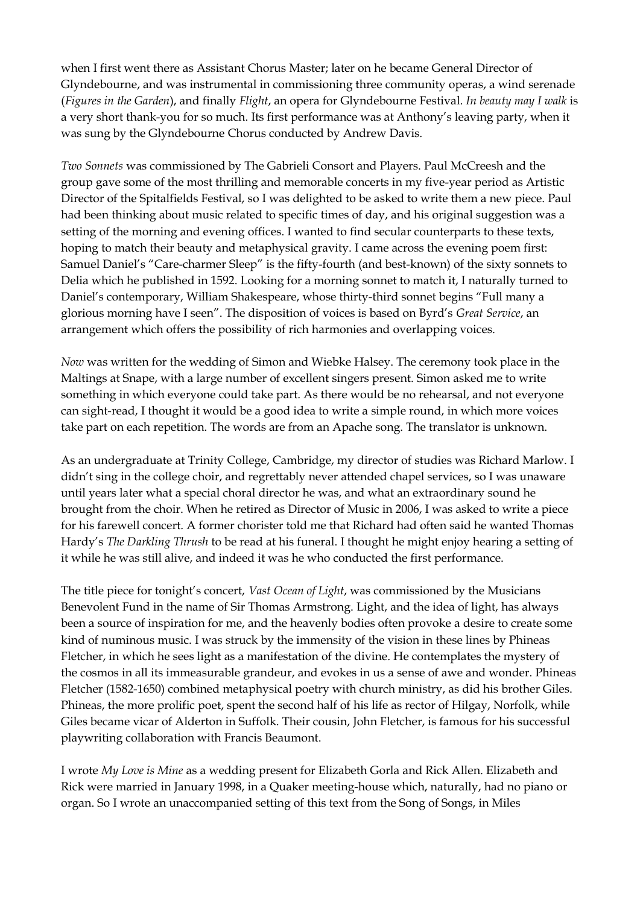when I first went there as Assistant Chorus Master; later on he became General Director of Glyndebourne, and was instrumental in commissioning three community operas, a wind serenade (*Figures in the Garden*), and finally *Flight*, an opera for Glyndebourne Festival. *In beauty may I walk* is a very short thank-you for so much. Its first performance was at Anthony's leaving party, when it was sung by the Glyndebourne Chorus conducted by Andrew Davis.

*Two Sonnets* was commissioned by The Gabrieli Consort and Players. Paul McCreesh and the group gave some of the most thrilling and memorable concerts in my five-year period as Artistic Director of the Spitalfields Festival, so I was delighted to be asked to write them a new piece. Paul had been thinking about music related to specific times of day, and his original suggestion was a setting of the morning and evening offices. I wanted to find secular counterparts to these texts, hoping to match their beauty and metaphysical gravity. I came across the evening poem first: Samuel Daniel's "Care-charmer Sleep" is the fifty-fourth (and best-known) of the sixty sonnets to Delia which he published in 1592. Looking for a morning sonnet to match it, I naturally turned to Daniel's contemporary, William Shakespeare, whose thirty-third sonnet begins "Full many a glorious morning have I seen". The disposition of voices is based on Byrd's *Great Service*, an arrangement which offers the possibility of rich harmonies and overlapping voices.

*Now* was written for the wedding of Simon and Wiebke Halsey. The ceremony took place in the Maltings at Snape, with a large number of excellent singers present. Simon asked me to write something in which everyone could take part. As there would be no rehearsal, and not everyone can sight-read, I thought it would be a good idea to write a simple round, in which more voices take part on each repetition. The words are from an Apache song. The translator is unknown.

As an undergraduate at Trinity College, Cambridge, my director of studies was Richard Marlow. I didn't sing in the college choir, and regrettably never attended chapel services, so I was unaware until years later what a special choral director he was, and what an extraordinary sound he brought from the choir. When he retired as Director of Music in 2006, I was asked to write a piece for his farewell concert. A former chorister told me that Richard had often said he wanted Thomas Hardy's *The Darkling Thrush* to be read at his funeral. I thought he might enjoy hearing a setting of it while he was still alive, and indeed it was he who conducted the first performance.

The title piece for tonight's concert, *Vast Ocean of Light*, was commissioned by the Musicians Benevolent Fund in the name of Sir Thomas Armstrong. Light, and the idea of light, has always been a source of inspiration for me, and the heavenly bodies often provoke a desire to create some kind of numinous music. I was struck by the immensity of the vision in these lines by Phineas Fletcher, in which he sees light as a manifestation of the divine. He contemplates the mystery of the cosmos in all its immeasurable grandeur, and evokes in us a sense of awe and wonder. Phineas Fletcher (1582-1650) combined metaphysical poetry with church ministry, as did his brother Giles. Phineas, the more prolific poet, spent the second half of his life as rector of Hilgay, Norfolk, while Giles became vicar of Alderton in Suffolk. Their cousin, John Fletcher, is famous for his successful playwriting collaboration with Francis Beaumont.

I wrote *My Love is Mine* as a wedding present for Elizabeth Gorla and Rick Allen. Elizabeth and Rick were married in January 1998, in a Quaker meeting-house which, naturally, had no piano or organ. So I wrote an unaccompanied setting of this text from the Song of Songs, in Miles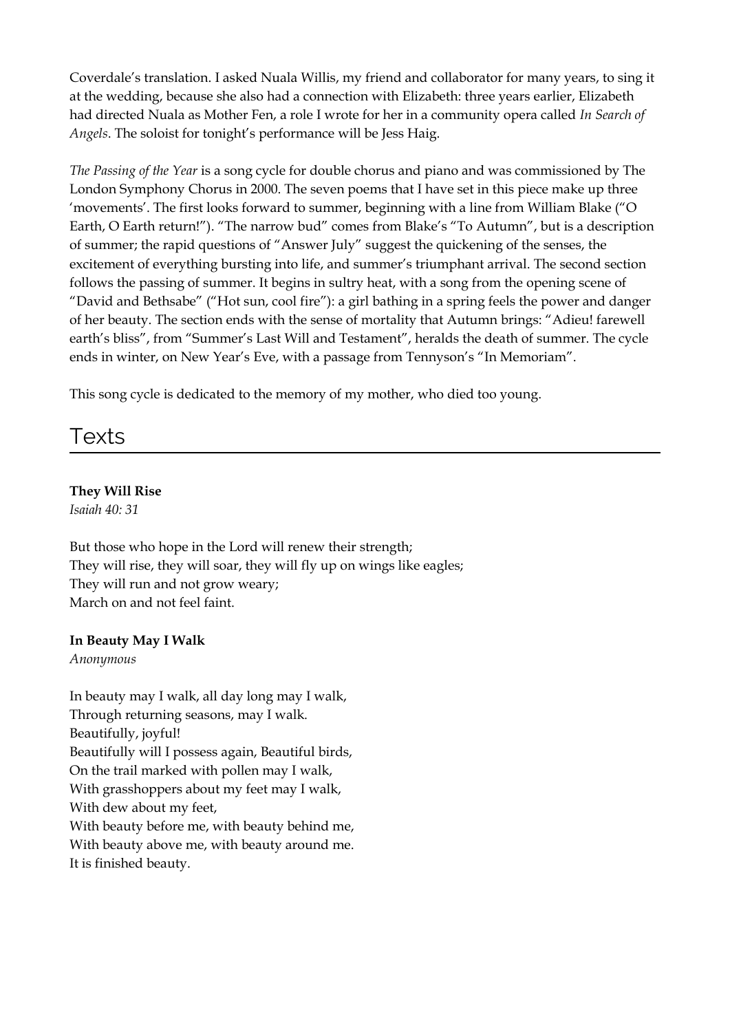Coverdale's translation. I asked Nuala Willis, my friend and collaborator for many years, to sing it at the wedding, because she also had a connection with Elizabeth: three years earlier, Elizabeth had directed Nuala as Mother Fen, a role I wrote for her in a community opera called *In Search of Angels*. The soloist for tonight's performance will be Jess Haig.

*The Passing of the Year* is a song cycle for double chorus and piano and was commissioned by The London Symphony Chorus in 2000. The seven poems that I have set in this piece make up three 'movements'. The first looks forward to summer, beginning with a line from William Blake ("O Earth, O Earth return!"). "The narrow bud" comes from Blake's "To Autumn", but is a description of summer; the rapid questions of "Answer July" suggest the quickening of the senses, the excitement of everything bursting into life, and summer's triumphant arrival. The second section follows the passing of summer. It begins in sultry heat, with a song from the opening scene of "David and Bethsabe" ("Hot sun, cool fire"): a girl bathing in a spring feels the power and danger of her beauty. The section ends with the sense of mortality that Autumn brings: "Adieu! farewell earth's bliss", from "Summer's Last Will and Testament", heralds the death of summer. The cycle ends in winter, on New Year's Eve, with a passage from Tennyson's "In Memoriam".

This song cycle is dedicated to the memory of my mother, who died too young.

## Texts

**They Will Rise**
*Isaiah 40: 31*

But those who hope in the Lord will renew their strength;
They will rise, they will soar, they will fly up on wings like eagles;
They will run and not grow weary;
March on and not feel faint.

**In Beauty May I Walk**
*Anonymous*

In beauty may I walk, all day long may I walk,
Through returning seasons, may I walk.
Beautifully, joyful!
Beautifully will I possess again, Beautiful birds,
On the trail marked with pollen may I walk,
With grasshoppers about my feet may I walk,
With dew about my feet,
With beauty before me, with beauty behind me,
With beauty above me, with beauty around me.
It is finished beauty.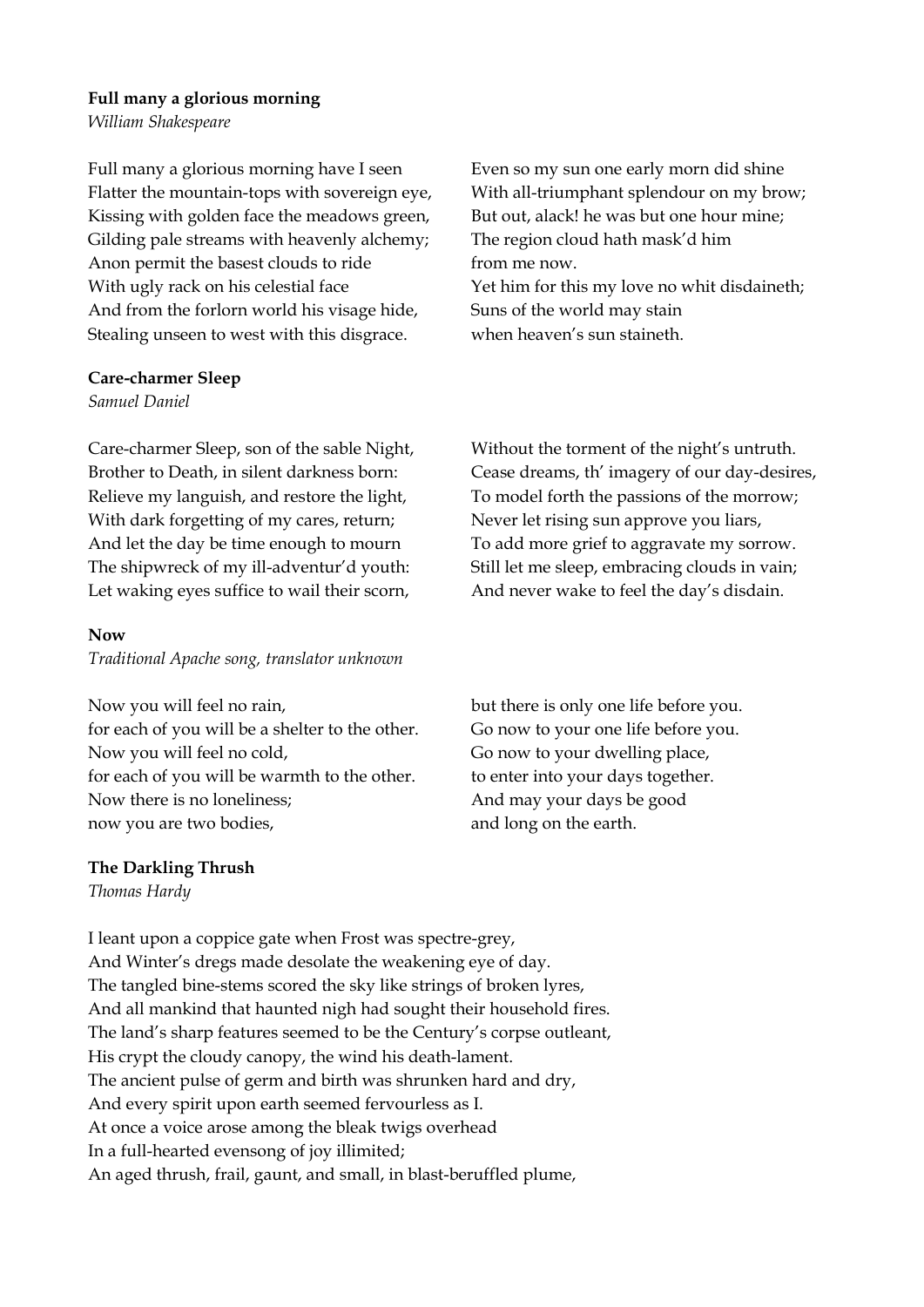**Full many a glorious morning**
*William Shakespeare*

Full many a glorious morning have I seen
Flatter the mountain-tops with sovereign eye,
Kissing with golden face the meadows green,
Gilding pale streams with heavenly alchemy;
Anon permit the basest clouds to ride
With ugly rack on his celestial face
And from the forlorn world his visage hide,
Stealing unseen to west with this disgrace.
Even so my sun one early morn did shine
With all-triumphant splendour on my brow;
But out, alack! he was but one hour mine;
The region cloud hath mask'd him
from me now.
Yet him for this my love no whit disdaineth;
Suns of the world may stain
when heaven's sun staineth.

**Care-charmer Sleep**
*Samuel Daniel*

Care-charmer Sleep, son of the sable Night,
Brother to Death, in silent darkness born:
Relieve my languish, and restore the light,
With dark forgetting of my cares, return;
And let the day be time enough to mourn
The shipwreck of my ill-adventur'd youth:
Let waking eyes suffice to wail their scorn,
Without the torment of the night's untruth.
Cease dreams, th' imagery of our day-desires,
To model forth the passions of the morrow;
Never let rising sun approve you liars,
To add more grief to aggravate my sorrow.
Still let me sleep, embracing clouds in vain;
And never wake to feel the day's disdain.

**Now**
*Traditional Apache song, translator unknown*

Now you will feel no rain,
for each of you will be a shelter to the other.
Now you will feel no cold,
for each of you will be warmth to the other.
Now there is no loneliness;
now you are two bodies,
but there is only one life before you.
Go now to your one life before you.
Go now to your dwelling place,
to enter into your days together.
And may your days be good
and long on the earth.

**The Darkling Thrush**
*Thomas Hardy*

I leant upon a coppice gate when Frost was spectre-grey,
And Winter's dregs made desolate the weakening eye of day.
The tangled bine-stems scored the sky like strings of broken lyres,
And all mankind that haunted nigh had sought their household fires.
The land's sharp features seemed to be the Century's corpse outleant,
His crypt the cloudy canopy, the wind his death-lament.
The ancient pulse of germ and birth was shrunken hard and dry,
And every spirit upon earth seemed fervourless as I.
At once a voice arose among the bleak twigs overhead
In a full-hearted evensong of joy illimited;
An aged thrush, frail, gaunt, and small, in blast-beruffled plume,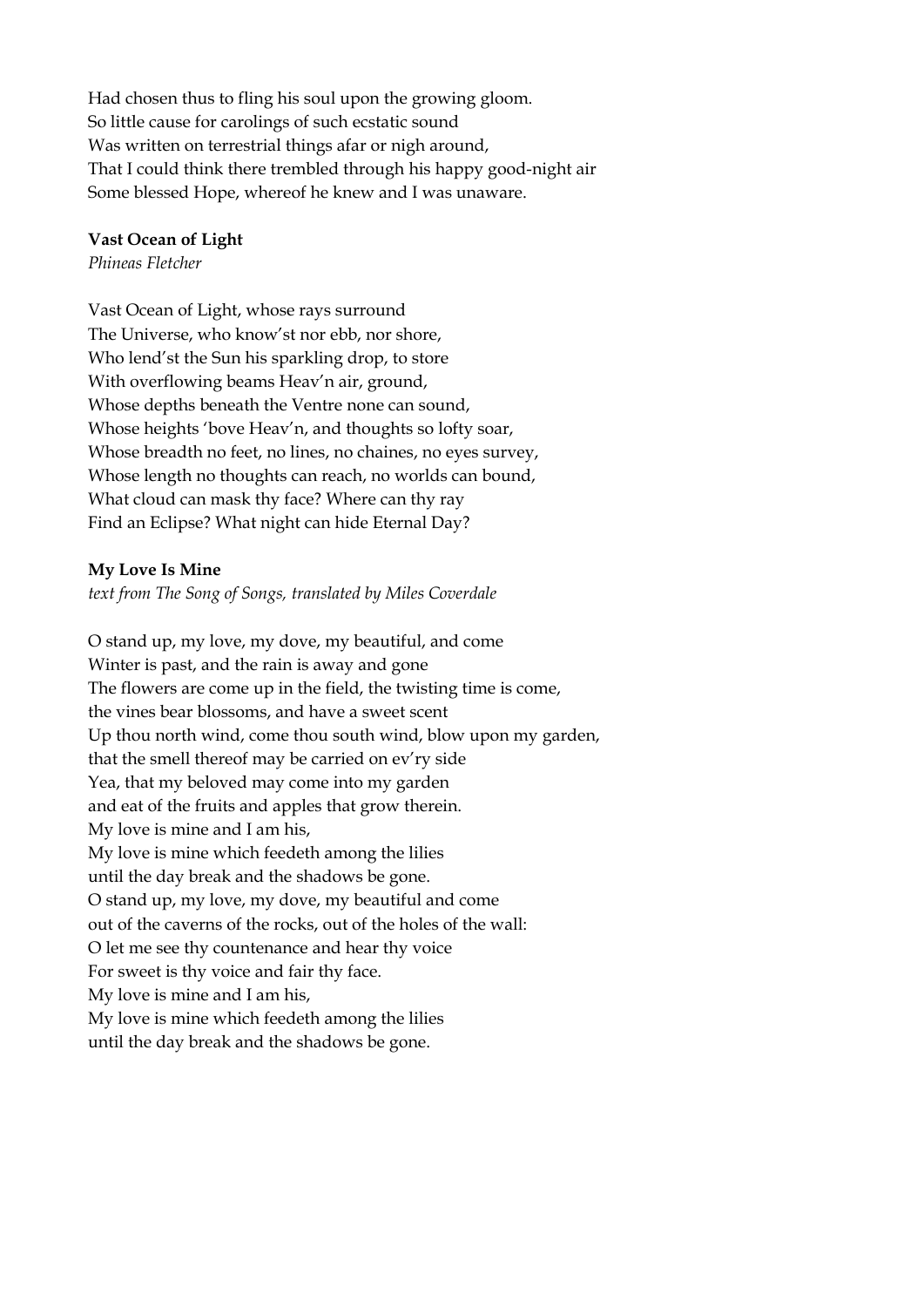Had chosen thus to fling his soul upon the growing gloom.
So little cause for carolings of such ecstatic sound
Was written on terrestrial things afar or nigh around,
That I could think there trembled through his happy good-night air
Some blessed Hope, whereof he knew and I was unaware.

**Vast Ocean of Light**
*Phineas Fletcher*

Vast Ocean of Light, whose rays surround
The Universe, who know'st nor ebb, nor shore,
Who lend'st the Sun his sparkling drop, to store
With overflowing beams Heav'n air, ground,
Whose depths beneath the Ventre none can sound,
Whose heights 'bove Heav'n, and thoughts so lofty soar,
Whose breadth no feet, no lines, no chaines, no eyes survey,
Whose length no thoughts can reach, no worlds can bound,
What cloud can mask thy face? Where can thy ray
Find an Eclipse? What night can hide Eternal Day?

**My Love Is Mine**
*text from The Song of Songs, translated by Miles Coverdale*

O stand up, my love, my dove, my beautiful, and come
Winter is past, and the rain is away and gone
The flowers are come up in the field, the twisting time is come,
the vines bear blossoms, and have a sweet scent
Up thou north wind, come thou south wind, blow upon my garden,
that the smell thereof may be carried on ev'ry side
Yea, that my beloved may come into my garden
and eat of the fruits and apples that grow therein.
My love is mine and I am his,
My love is mine which feedeth among the lilies
until the day break and the shadows be gone.
O stand up, my love, my dove, my beautiful and come
out of the caverns of the rocks, out of the holes of the wall:
O let me see thy countenance and hear thy voice
For sweet is thy voice and fair thy face.
My love is mine and I am his,
My love is mine which feedeth among the lilies
until the day break and the shadows be gone.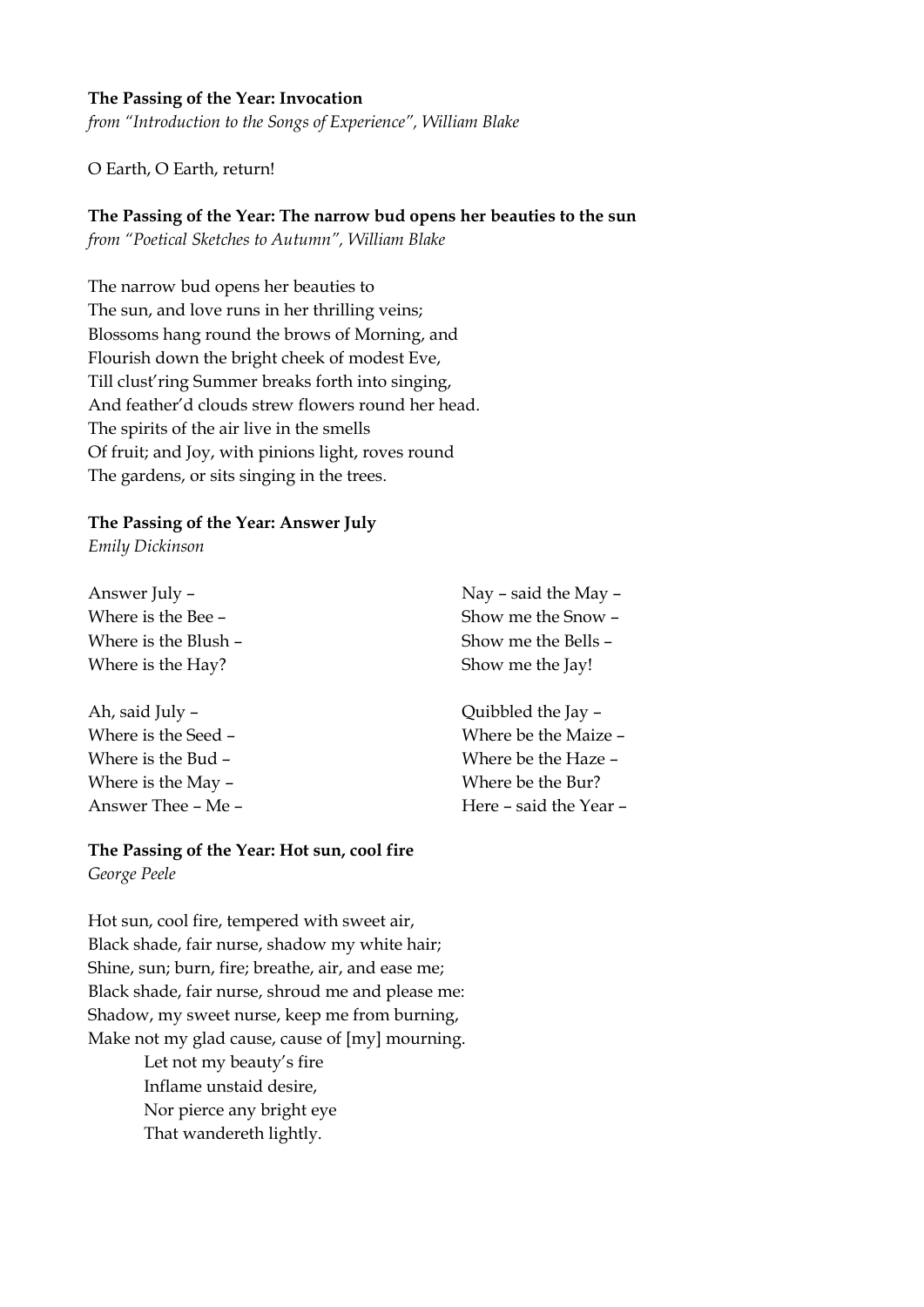**The Passing of the Year: Invocation**
*from "Introduction to the Songs of Experience", William Blake*

O Earth, O Earth, return!

**The Passing of the Year: The narrow bud opens her beauties to the sun**
*from "Poetical Sketches to Autumn", William Blake*

The narrow bud opens her beauties to
The sun, and love runs in her thrilling veins;
Blossoms hang round the brows of Morning, and
Flourish down the bright cheek of modest Eve,
Till clust'ring Summer breaks forth into singing,
And feather'd clouds strew flowers round her head.
The spirits of the air live in the smells
Of fruit; and Joy, with pinions light, roves round
The gardens, or sits singing in the trees.

**The Passing of the Year: Answer July**
*Emily Dickinson*

Answer July –
Where is the Bee –
Where is the Blush –
Where is the Hay?

Ah, said July –
Where is the Seed –
Where is the Bud –
Where is the May –
Answer Thee – Me –

Nay – said the May –
Show me the Snow –
Show me the Bells –
Show me the Jay!

Quibbled the Jay –
Where be the Maize –
Where be the Haze –
Where be the Bur?
Here – said the Year –

**The Passing of the Year: Hot sun, cool fire**
*George Peele*

Hot sun, cool fire, tempered with sweet air,
Black shade, fair nurse, shadow my white hair;
Shine, sun; burn, fire; breathe, air, and ease me;
Black shade, fair nurse, shroud me and please me:
Shadow, my sweet nurse, keep me from burning,
Make not my glad cause, cause of [my] mourning.
  Let not my beauty's fire
  Inflame unstaid desire,
  Nor pierce any bright eye
  That wandereth lightly.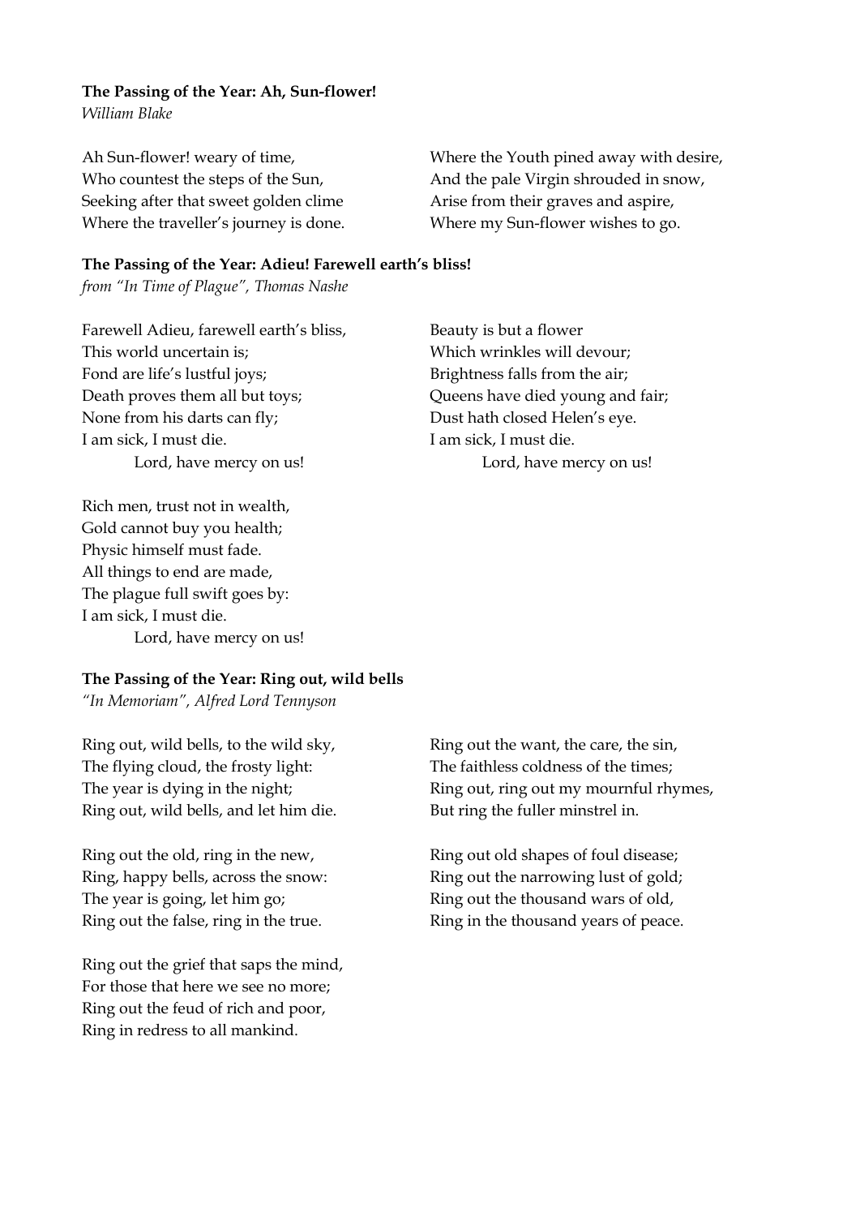**The Passing of the Year: Ah, Sun-flower!**
*William Blake*

Ah Sun-flower! weary of time,
Who countest the steps of the Sun,
Seeking after that sweet golden clime
Where the traveller's journey is done.

Where the Youth pined away with desire,
And the pale Virgin shrouded in snow,
Arise from their graves and aspire,
Where my Sun-flower wishes to go.

**The Passing of the Year: Adieu! Farewell earth's bliss!**
*from "In Time of Plague", Thomas Nashe*

Farewell Adieu, farewell earth's bliss,
This world uncertain is;
Fond are life's lustful joys;
Death proves them all but toys;
None from his darts can fly;
I am sick, I must die.
    Lord, have mercy on us!

Rich men, trust not in wealth,
Gold cannot buy you health;
Physic himself must fade.
All things to end are made,
The plague full swift goes by:
I am sick, I must die.
    Lord, have mercy on us!

Beauty is but a flower
Which wrinkles will devour;
Brightness falls from the air;
Queens have died young and fair;
Dust hath closed Helen's eye.
I am sick, I must die.
    Lord, have mercy on us!

**The Passing of the Year: Ring out, wild bells**
*"In Memoriam", Alfred Lord Tennyson*

Ring out, wild bells, to the wild sky,
The flying cloud, the frosty light:
The year is dying in the night;
Ring out, wild bells, and let him die.

Ring out the old, ring in the new,
Ring, happy bells, across the snow:
The year is going, let him go;
Ring out the false, ring in the true.

Ring out the grief that saps the mind,
For those that here we see no more;
Ring out the feud of rich and poor,
Ring in redress to all mankind.

Ring out the want, the care, the sin,
The faithless coldness of the times;
Ring out, ring out my mournful rhymes,
But ring the fuller minstrel in.

Ring out old shapes of foul disease;
Ring out the narrowing lust of gold;
Ring out the thousand wars of old,
Ring in the thousand years of peace.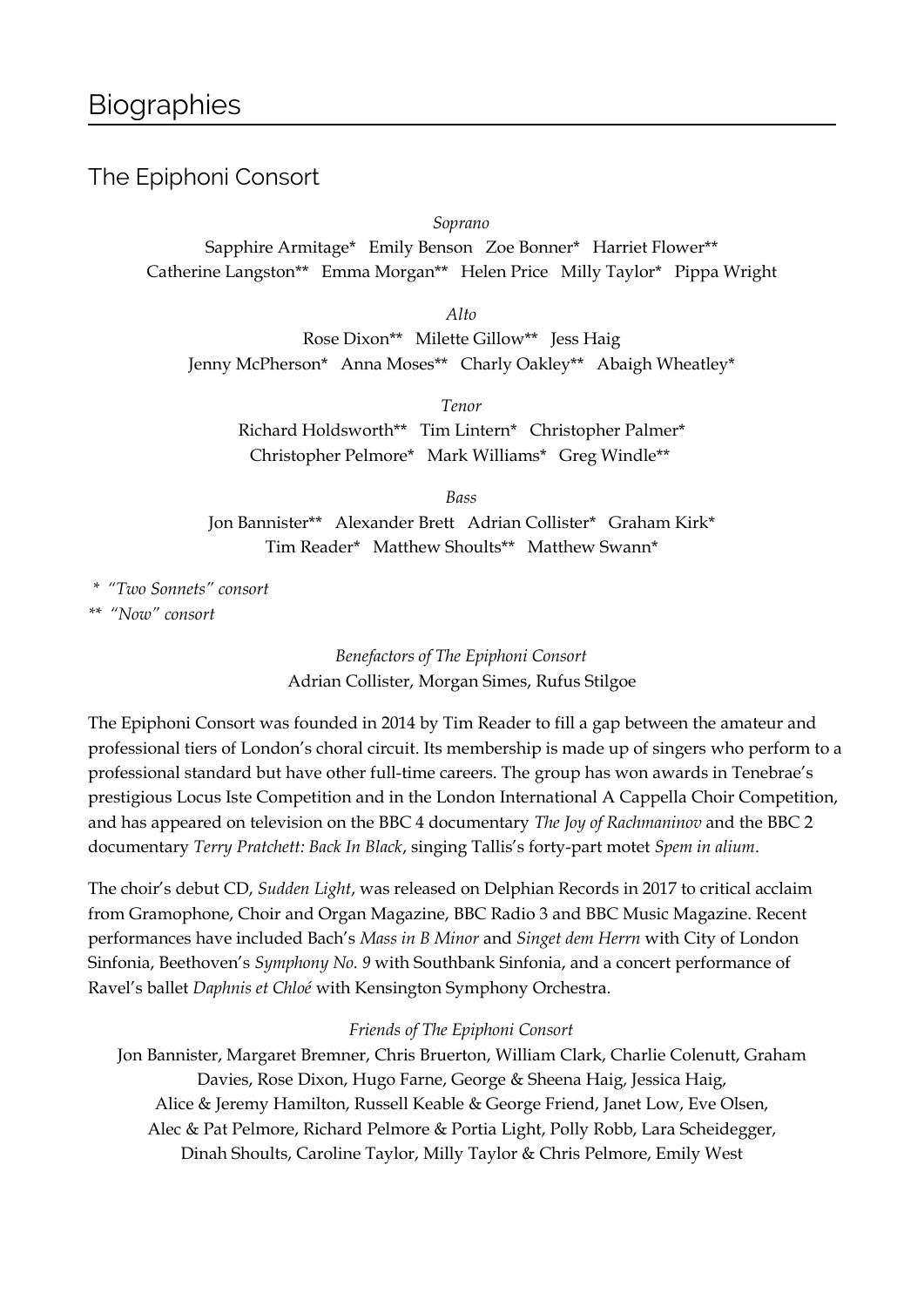# Biographies

## The Epiphoni Consort

*Soprano*

Sapphire Armitage* Emily Benson Zoe Bonner* Harriet Flower**
Catherine Langston** Emma Morgan** Helen Price Milly Taylor* Pippa Wright

*Alto*

Rose Dixon** Milette Gillow** Jess Haig
Jenny McPherson* Anna Moses** Charly Oakley** Abaigh Wheatley*

*Tenor*

Richard Holdsworth** Tim Lintern* Christopher Palmer*
Christopher Pelmore* Mark Williams* Greg Windle**

*Bass*

Jon Bannister** Alexander Brett Adrian Collister* Graham Kirk*
Tim Reader* Matthew Shoults** Matthew Swann*

\* *"Two Sonnets" consort*
\** *"Now" consort*

*Benefactors of The Epiphoni Consort*
Adrian Collister, Morgan Simes, Rufus Stilgoe

The Epiphoni Consort was founded in 2014 by Tim Reader to fill a gap between the amateur and professional tiers of London's choral circuit. Its membership is made up of singers who perform to a professional standard but have other full-time careers. The group has won awards in Tenebrae's prestigious Locus Iste Competition and in the London International A Cappella Choir Competition, and has appeared on television on the BBC 4 documentary *The Joy of Rachmaninov* and the BBC 2 documentary *Terry Pratchett: Back In Black*, singing Tallis's forty-part motet *Spem in alium*.

The choir's debut CD, *Sudden Light*, was released on Delphian Records in 2017 to critical acclaim from Gramophone, Choir and Organ Magazine, BBC Radio 3 and BBC Music Magazine. Recent performances have included Bach's *Mass in B Minor* and *Singet dem Herrn* with City of London Sinfonia, Beethoven's *Symphony No. 9* with Southbank Sinfonia, and a concert performance of Ravel's ballet *Daphnis et Chloé* with Kensington Symphony Orchestra.

*Friends of The Epiphoni Consort*

Jon Bannister, Margaret Bremner, Chris Bruerton, William Clark, Charlie Colenutt, Graham Davies, Rose Dixon, Hugo Farne, George & Sheena Haig, Jessica Haig, Alice & Jeremy Hamilton, Russell Keable & George Friend, Janet Low, Eve Olsen, Alec & Pat Pelmore, Richard Pelmore & Portia Light, Polly Robb, Lara Scheidegger, Dinah Shoults, Caroline Taylor, Milly Taylor & Chris Pelmore, Emily West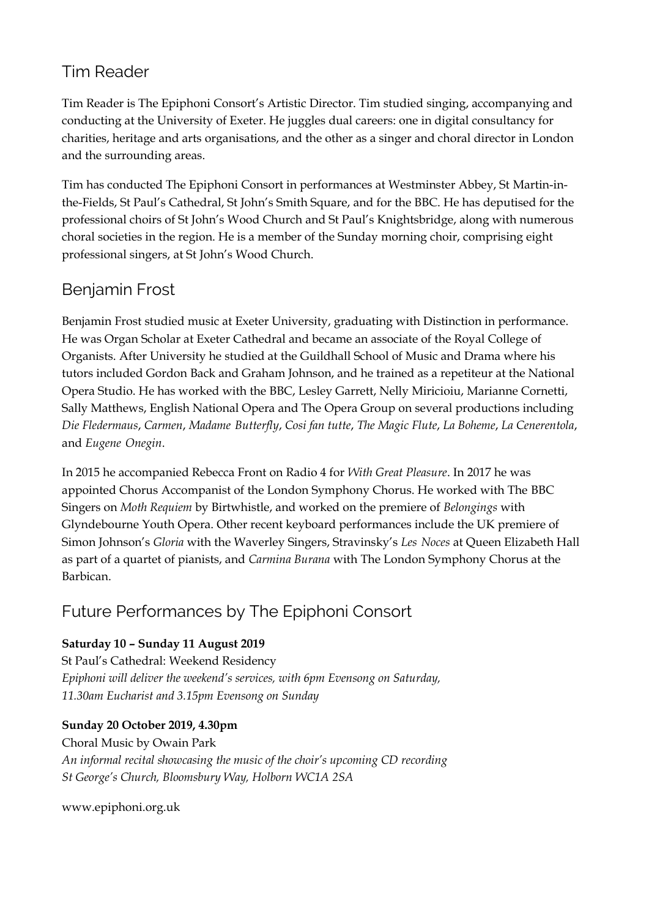## Tim Reader

Tim Reader is The Epiphoni Consort's Artistic Director. Tim studied singing, accompanying and conducting at the University of Exeter. He juggles dual careers: one in digital consultancy for charities, heritage and arts organisations, and the other as a singer and choral director in London and the surrounding areas.

Tim has conducted The Epiphoni Consort in performances at Westminster Abbey, St Martin-in-the-Fields, St Paul's Cathedral, St John's Smith Square, and for the BBC. He has deputised for the professional choirs of St John's Wood Church and St Paul's Knightsbridge, along with numerous choral societies in the region. He is a member of the Sunday morning choir, comprising eight professional singers, at St John's Wood Church.

## Benjamin Frost

Benjamin Frost studied music at Exeter University, graduating with Distinction in performance. He was Organ Scholar at Exeter Cathedral and became an associate of the Royal College of Organists. After University he studied at the Guildhall School of Music and Drama where his tutors included Gordon Back and Graham Johnson, and he trained as a repetiteur at the National Opera Studio. He has worked with the BBC, Lesley Garrett, Nelly Miricioiu, Marianne Cornetti, Sally Matthews, English National Opera and The Opera Group on several productions including *Die Fledermaus*, *Carmen*, *Madame Butterfly*, *Cosi fan tutte*, *The Magic Flute*, *La Boheme*, *La Cenerentola*, and *Eugene Onegin*.

In 2015 he accompanied Rebecca Front on Radio 4 for *With Great Pleasure*. In 2017 he was appointed Chorus Accompanist of the London Symphony Chorus. He worked with The BBC Singers on *Moth Requiem* by Birtwhistle, and worked on the premiere of *Belongings* with Glyndebourne Youth Opera. Other recent keyboard performances include the UK premiere of Simon Johnson's *Gloria* with the Waverley Singers, Stravinsky's *Les Noces* at Queen Elizabeth Hall as part of a quartet of pianists, and *Carmina Burana* with The London Symphony Chorus at the Barbican.

## Future Performances by The Epiphoni Consort

**Saturday 10 – Sunday 11 August 2019**
St Paul's Cathedral: Weekend Residency
*Epiphoni will deliver the weekend's services, with 6pm Evensong on Saturday, 11.30am Eucharist and 3.15pm Evensong on Sunday*

**Sunday 20 October 2019, 4.30pm**
Choral Music by Owain Park
*An informal recital showcasing the music of the choir's upcoming CD recording*
*St George's Church, Bloomsbury Way, Holborn WC1A 2SA*

www.epiphoni.org.uk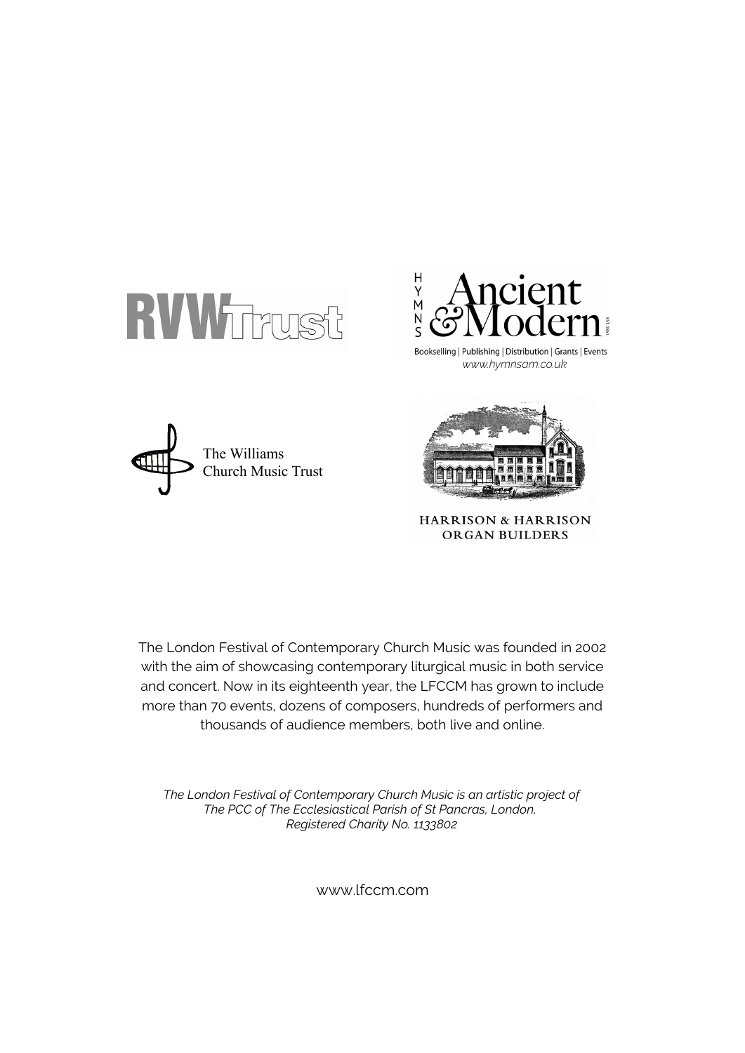RVW Trust

HYMNS Ancient & Modern EST 1861

Bookselling | Publishing | Distribution | Grants | Events
*www.hymnsam.co.uk*

The Williams Church Music Trust

HARRISON & HARRISON ORGAN BUILDERS

The London Festival of Contemporary Church Music was founded in 2002 with the aim of showcasing contemporary liturgical music in both service and concert. Now in its eighteenth year, the LFCCM has grown to include more than 70 events, dozens of composers, hundreds of performers and thousands of audience members, both live and online.

*The London Festival of Contemporary Church Music is an artistic project of The PCC of The Ecclesiastical Parish of St Pancras, London, Registered Charity No. 1133802*

www.lfccm.com